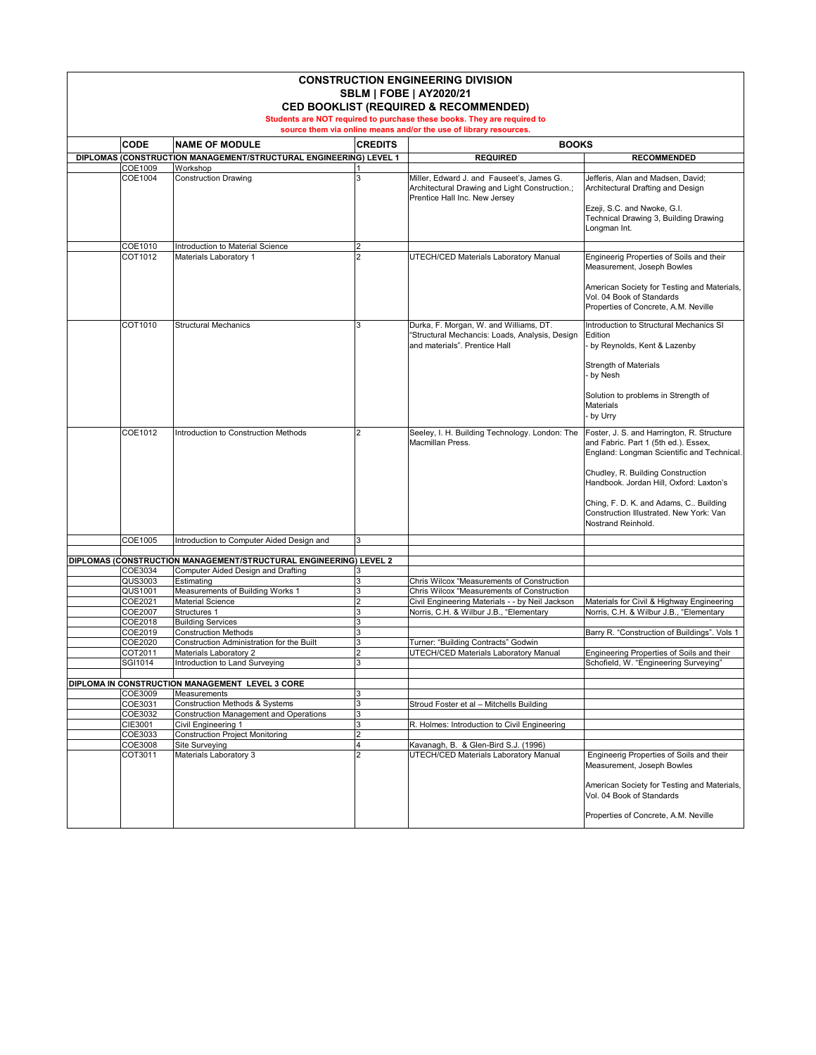# CONSTRUCTION ENGINEERING DIVISION

## SBLM | FOBE | AY2020/21

## CED BOOKLIST (REQUIRED & RECOMMENDED)

**Students are NOT required to purchase these books. They are required to source them via online means and/or the use of library resources.**

| CODE | NAME OF MODULE | CREDITS | BOOKS: REQUIRED | BOOKS: RECOMMENDED |
|---|---|---|---|---|
| **DIPLOMAS (CONSTRUCTION MANAGEMENT/STRUCTURAL ENGINEERING) LEVEL 1** | | | **REQUIRED** | **RECOMMENDED** |
| COE1009 | Workshop | 1 | | |
| COE1004 | Construction Drawing | 3 | Miller, Edward J. and Fauseet's, James G. Architectural Drawing and Light Construction.; Prentice Hall Inc. New Jersey | Jefferis, Alan and Madsen, David; Architectural Drafting and Design<br><br>Ezeji, S.C. and Nwoke, G.I. Technical Drawing 3, Building Drawing Longman Int. |
| COE1010 | Introduction to Material Science | 2 | | |
| COT1012 | Materials Laboratory 1 | 2 | UTECH/CED Materials Laboratory Manual | Engineerig Properties of Soils and their Measurement, Joseph Bowles<br><br>American Society for Testing and Materials, Vol. 04 Book of Standards<br>Properties of Concrete, A.M. Neville |
| COT1010 | Structural Mechanics | 3 | Durka, F. Morgan, W. and Williams, DT. "Structural Mechancis: Loads, Analysis, Design and materials". Prentice Hall | Introduction to Structural Mechanics SI Edition<br>- by Reynolds, Kent & Lazenby<br><br>Strength of Materials<br>- by Nesh<br><br>Solution to problems in Strength of Materials<br>- by Urry |
| COE1012 | Introduction to Construction Methods | 2 | Seeley, I. H. Building Technology. London: The Macmillan Press. | Foster, J. S. and Harrington, R. Structure and Fabric. Part 1 (5th ed.). Essex, England: Longman Scientific and Technical.<br><br>Chudley, R. Building Construction Handbook. Jordan Hill, Oxford: Laxton's<br><br>Ching, F. D. K. and Adams, C.. Building Construction Illustrated. New York: Van Nostrand Reinhold. |
| COE1005 | Introduction to Computer Aided Design and | 3 | | |
| | | | | |
| **DIPLOMAS (CONSTRUCTION MANAGEMENT/STRUCTURAL ENGINEERING) LEVEL 2** | | | | |
| COE3034 | Computer Aided Design and Drafting | 3 | | |
| QUS3003 | Estimating | 3 | Chris Wilcox "Measurements of Construction | |
| QUS1001 | Measurements of Building Works 1 | 3 | Chris Wilcox "Measurements of Construction | |
| COE2021 | Material Science | 2 | Civil Engineering Materials - - by Neil Jackson | Materials for Civil & Highway Engineering |
| COE2007 | Structures 1 | 3 | Norris, C.H. & Wilbur J.B., "Elementary | Norris, C.H. & Wilbur J.B., "Elementary |
| COE2018 | Building Services | 3 | | |
| COE2019 | Construction Methods | 3 | | Barry R. "Construction of Buildings". Vols 1 |
| COE2020 | Construction Administration for the Built | 3 | Turner: "Building Contracts" Godwin | |
| COT2011 | Materials Laboratory 2 | 2 | UTECH/CED Materials Laboratory Manual | Engineering Properties of Soils and their |
| SGI1014 | Introduction to Land Surveying | 3 | | Schofield, W. "Engineering Surveying" |
| | | | | |
| **DIPLOMA IN CONSTRUCTION MANAGEMENT LEVEL 3 CORE** | | | | |
| COE3009 | Measurements | 3 | | |
| COE3031 | Construction Methods & Systems | 3 | Stroud Foster et al – Mitchells Building | |
| COE3032 | Construction Management and Operations | 3 | | |
| CIE3001 | Civil Engineering 1 | 3 | R. Holmes: Introduction to Civil Engineering | |
| COE3033 | Construction Project Monitoring | 2 | | |
| COE3008 | Site Surveying | 4 | Kavanagh, B. & Glen-Bird S.J. (1996) | |
| COT3011 | Materials Laboratory 3 | 2 | UTECH/CED Materials Laboratory Manual | Engineerig Properties of Soils and their Measurement, Joseph Bowles<br><br>American Society for Testing and Materials, Vol. 04 Book of Standards<br><br>Properties of Concrete, A.M. Neville |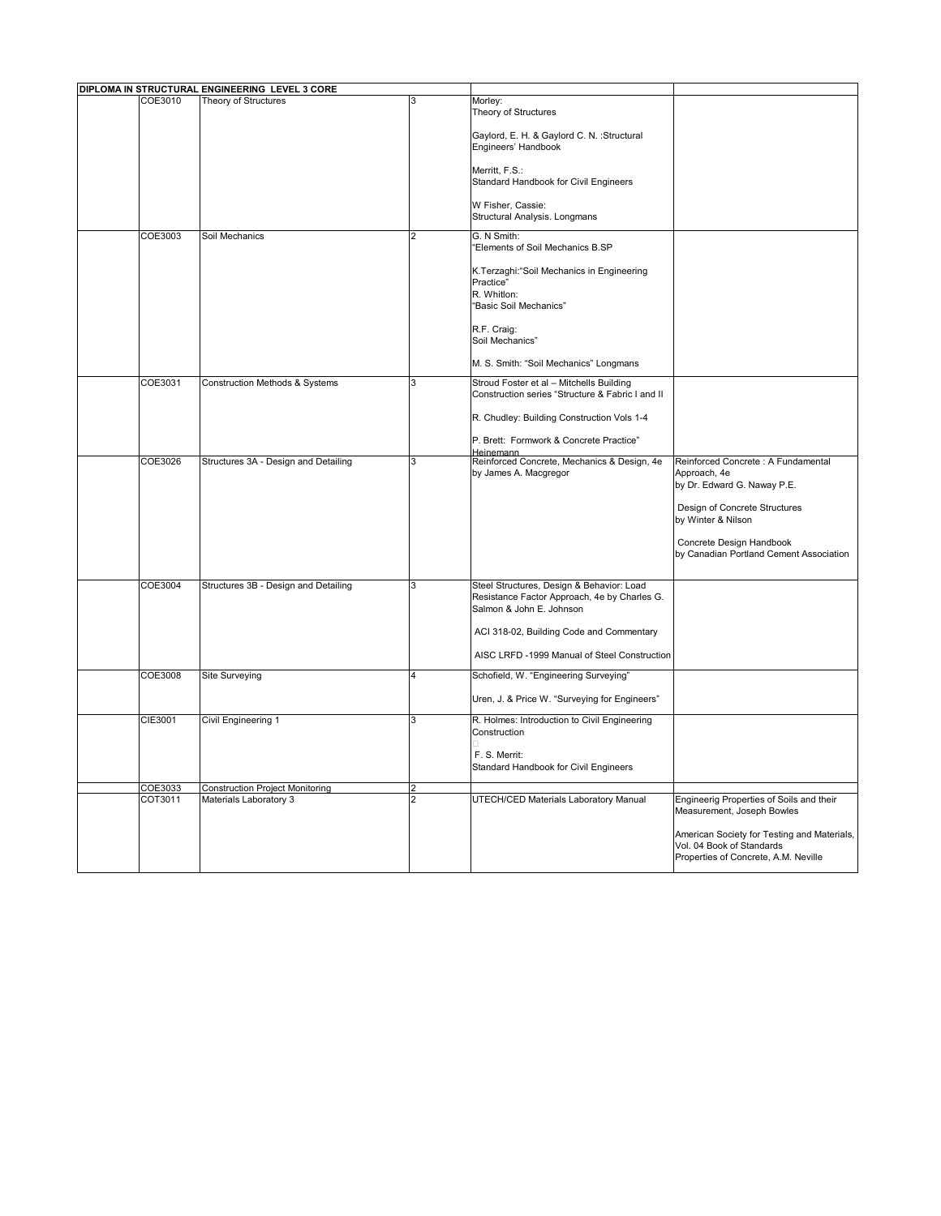| DIPLOMA IN STRUCTURAL ENGINEERING LEVEL 3 CORE | | | | | |
|---|---|---|---|---|---|
| | COE3010 | Theory of Structures | 3 | Morley:<br>Theory of Structures<br><br>Gaylord, E. H. & Gaylord C. N. :Structural Engineers' Handbook<br><br>Merritt, F.S.:<br>Standard Handbook for Civil Engineers<br><br>W Fisher, Cassie:<br>Structural Analysis. Longmans | |
| | COE3003 | Soil Mechanics | 2 | G. N Smith:<br>"Elements of Soil Mechanics B.SP<br><br>K.Terzaghi:"Soil Mechanics in Engineering Practice"<br>R. Whitlon:<br>"Basic Soil Mechanics"<br><br>R.F. Craig:<br>Soil Mechanics"<br><br>M. S. Smith: "Soil Mechanics" Longmans | |
| | COE3031 | Construction Methods & Systems | 3 | Stroud Foster et al – Mitchells Building Construction series "Structure & Fabric I and II<br><br>R. Chudley: Building Construction Vols 1-4<br><br>P. Brett: Formwork & Concrete Practice" Heinemann | |
| | COE3026 | Structures 3A - Design and Detailing | 3 | Reinforced Concrete, Mechanics & Design, 4e by James A. Macgregor | Reinforced Concrete : A Fundamental Approach, 4e<br>by Dr. Edward G. Naway P.E.<br><br>Design of Concrete Structures<br>by Winter & Nilson<br><br>Concrete Design Handbook<br>by Canadian Portland Cement Association |
| | COE3004 | Structures 3B - Design and Detailing | 3 | Steel Structures, Design & Behavior: Load Resistance Factor Approach, 4e by Charles G. Salmon & John E. Johnson<br><br>ACI 318-02, Building Code and Commentary<br><br>AISC LRFD -1999 Manual of Steel Construction | |
| | COE3008 | Site Surveying | 4 | Schofield, W. "Engineering Surveying"<br><br>Uren, J. & Price W. "Surveying for Engineers" | |
| | CIE3001 | Civil Engineering 1 | 3 | R. Holmes: Introduction to Civil Engineering Construction<br><br>F. S. Merrit:<br>Standard Handbook for Civil Engineers | |
| | COE3033 | Construction Project Monitoring | 2 | | |
| | COT3011 | Materials Laboratory 3 | 2 | UTECH/CED Materials Laboratory Manual | Engineerig Properties of Soils and their Measurement, Joseph Bowles<br><br>American Society for Testing and Materials, Vol. 04 Book of Standards<br>Properties of Concrete, A.M. Neville |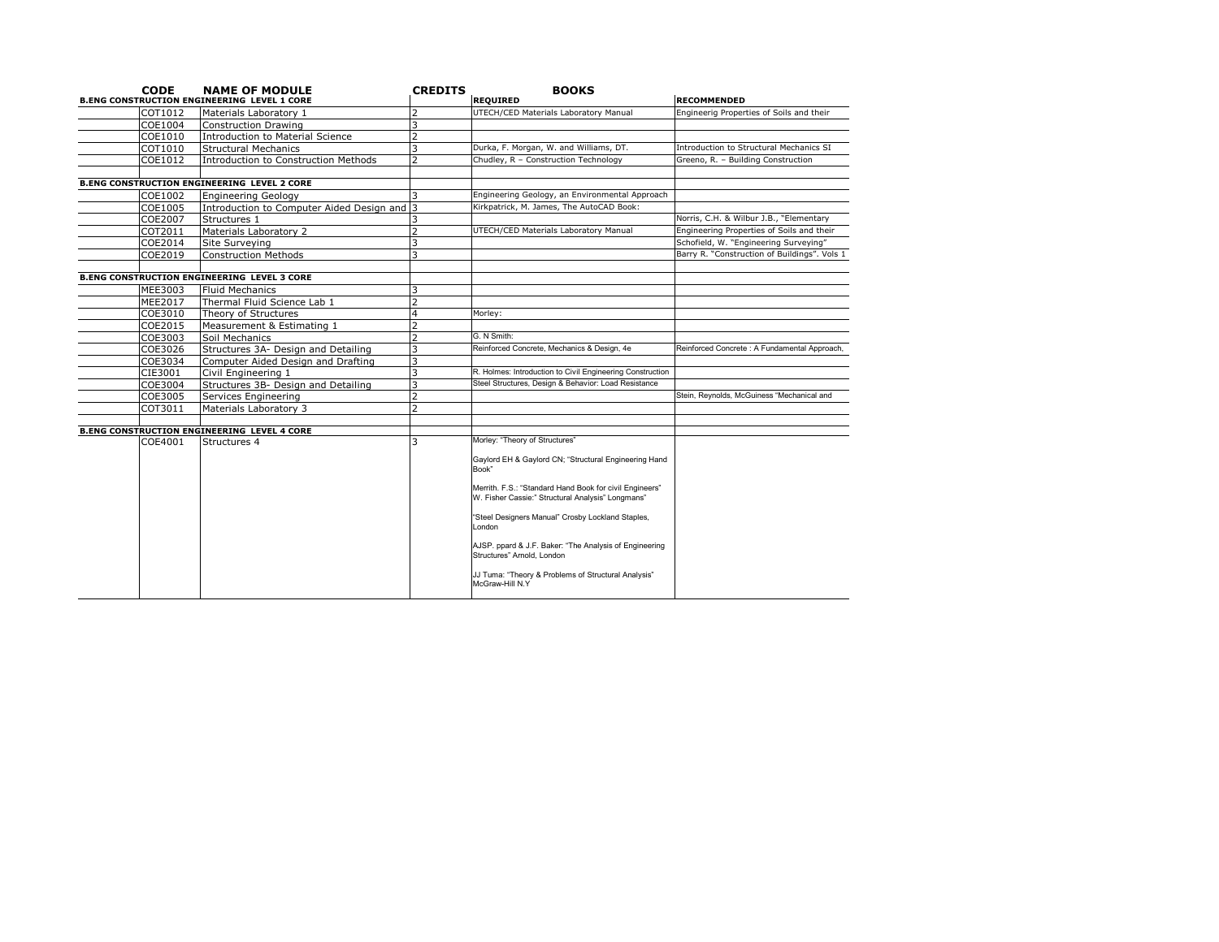| CODE | NAME OF MODULE | CREDITS | BOOKS REQUIRED | RECOMMENDED |
|---|---|---|---|---|
| **B.ENG CONSTRUCTION ENGINEERING LEVEL 1 CORE** | | | | |
| COT1012 | Materials Laboratory 1 | 2 | UTECH/CED Materials Laboratory Manual | Engineerig Properties of Soils and their |
| COE1004 | Construction Drawing | 3 | | |
| COE1010 | Introduction to Material Science | 2 | | |
| COT1010 | Structural Mechanics | 3 | Durka, F. Morgan, W. and Williams, DT. | Introduction to Structural Mechanics SI |
| COE1012 | Introduction to Construction Methods | 2 | Chudley, R – Construction Technology | Greeno, R. – Building Construction |
| | | | | |
| **B.ENG CONSTRUCTION ENGINEERING LEVEL 2 CORE** | | | | |
| COE1002 | Engineering Geology | 3 | Engineering Geology, an Environmental Approach | |
| COE1005 | Introduction to Computer Aided Design and | 3 | Kirkpatrick, M. James, The AutoCAD Book: | |
| COE2007 | Structures 1 | 3 | | Norris, C.H. & Wilbur J.B., "Elementary |
| COT2011 | Materials Laboratory 2 | 2 | UTECH/CED Materials Laboratory Manual | Engineering Properties of Soils and their |
| COE2014 | Site Surveying | 3 | | Schofield, W. "Engineering Surveying" |
| COE2019 | Construction Methods | 3 | | Barry R. "Construction of Buildings". Vols 1 |
| | | | | |
| **B.ENG CONSTRUCTION ENGINEERING LEVEL 3 CORE** | | | | |
| MEE3003 | Fluid Mechanics | 3 | | |
| MEE2017 | Thermal Fluid Science Lab 1 | 2 | | |
| COE3010 | Theory of Structures | 4 | Morley: | |
| COE2015 | Measurement & Estimating 1 | 2 | | |
| COE3003 | Soil Mechanics | 2 | G. N Smith: | |
| COE3026 | Structures 3A- Design and Detailing | 3 | Reinforced Concrete, Mechanics & Design, 4e | Reinforced Concrete : A Fundamental Approach, |
| COE3034 | Computer Aided Design and Drafting | 3 | | |
| CIE3001 | Civil Engineering 1 | 3 | R. Holmes: Introduction to Civil Engineering Construction | |
| COE3004 | Structures 3B- Design and Detailing | 3 | Steel Structures, Design & Behavior: Load Resistance | |
| COE3005 | Services Engineering | 2 | | Stein, Reynolds, McGuiness "Mechanical and |
| COT3011 | Materials Laboratory 3 | 2 | | |
| | | | | |
| **B.ENG CONSTRUCTION ENGINEERING LEVEL 4 CORE** | | | | |
| COE4001 | Structures 4 | 3 | Morley: "Theory of Structures"<br><br>Gaylord EH & Gaylord CN; "Structural Engineering Hand Book"<br><br>Merrith. F.S.: "Standard Hand Book for civil Engineers" W. Fisher Cassie:" Structural Analysis" Longmans"<br><br>"Steel Designers Manual" Crosby Lockland Staples, London<br><br>AJSP. ppard & J.F. Baker: "The Analysis of Engineering Structures" Arnold, London<br><br>JJ Tuma: "Theory & Problems of Structural Analysis" McGraw-Hill N.Y | |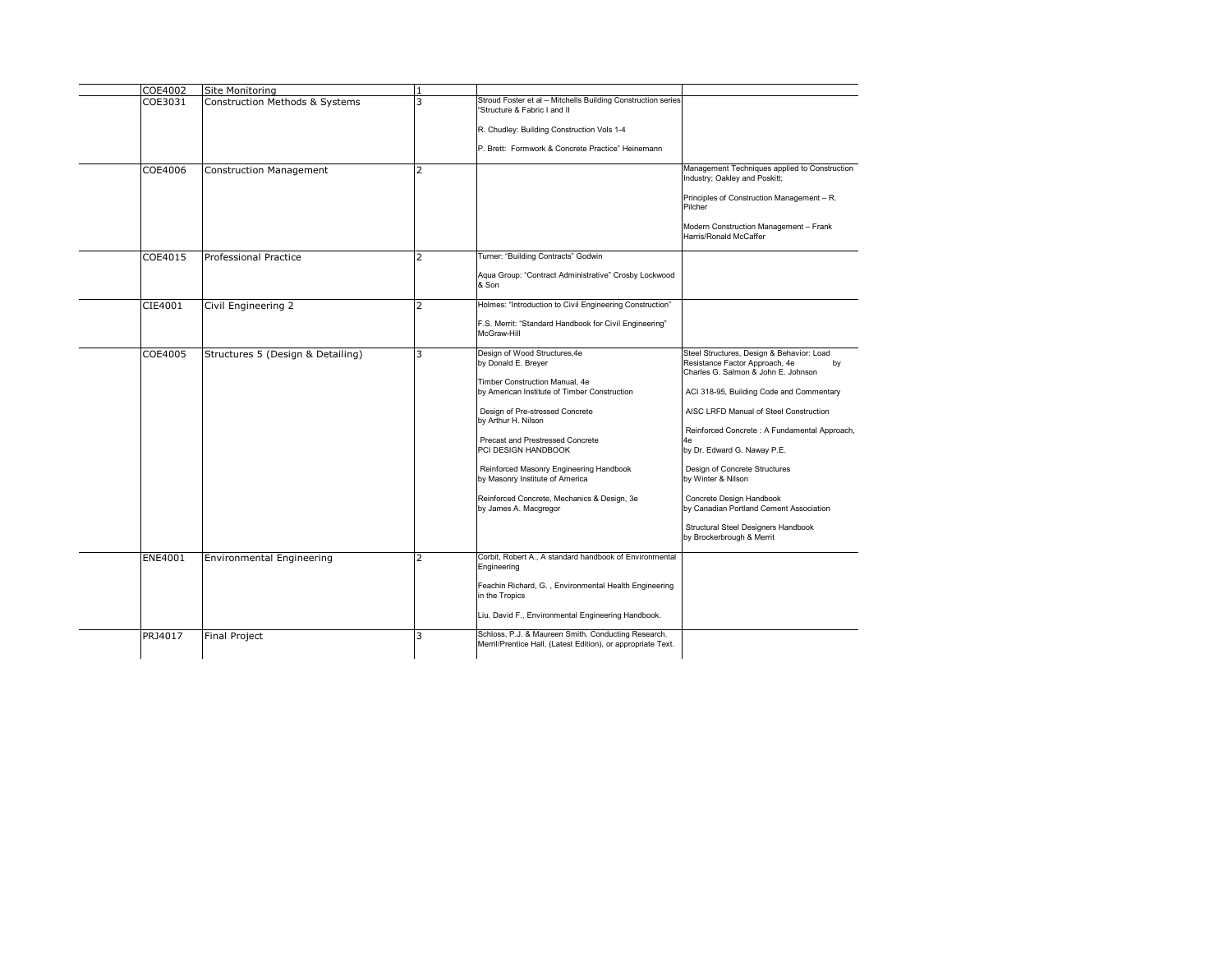| | | | | | |
|---|---|---|---|---|---|
| | COE4002 | Site Monitoring | 1 | | |
| | COE3031 | Construction Methods & Systems | 3 | Stroud Foster et al – Mitchells Building Construction series "Structure & Fabric I and II<br><br>R. Chudley: Building Construction Vols 1-4<br><br>P. Brett: Formwork & Concrete Practice" Heinemann | |
| | COE4006 | Construction Management | 2 | | Management Techniques applied to Construction Industry; Oakley and Poskitt;<br><br>Principles of Construction Management – R. Pilcher<br><br>Modern Construction Management – Frank Harris/Ronald McCaffer |
| | COE4015 | Professional Practice | 2 | Turner: "Building Contracts" Godwin<br><br>Aqua Group: "Contract Administrative" Crosby Lockwood & Son | |
| | CIE4001 | Civil Engineering 2 | 2 | Holmes: "Introduction to Civil Engineering Construction"<br><br>F.S. Merrit: "Standard Handbook for Civil Engineering" McGraw-Hill | |
| | COE4005 | Structures 5 (Design & Detailing) | 3 | Design of Wood Structures,4e by Donald E. Breyer<br><br>Timber Construction Manual, 4e by American Institute of Timber Construction<br><br>Design of Pre-stressed Concrete by Arthur H. Nilson<br><br>Precast and Prestressed Concrete PCI DESIGN HANDBOOK<br><br>Reinforced Masonry Engineering Handbook by Masonry Institute of America<br><br>Reinforced Concrete, Mechanics & Design, 3e by James A. Macgregor | Steel Structures, Design & Behavior: Load Resistance Factor Approach, 4e by Charles G. Salmon & John E. Johnson<br><br>ACI 318-95, Building Code and Commentary<br><br>AISC LRFD Manual of Steel Construction<br><br>Reinforced Concrete : A Fundamental Approach, 4e by Dr. Edward G. Naway P.E.<br><br>Design of Concrete Structures by Winter & Nilson<br><br>Concrete Design Handbook by Canadian Portland Cement Association<br><br>Structural Steel Designers Handbook by Brockerbrough & Merrit |
| | ENE4001 | Environmental Engineering | 2 | Corbit, Robert A., A standard handbook of Environmental Engineering<br><br>Feachin Richard, G. , Environmental Health Engineering in the Tropics<br><br>Liu, David F., Environmental Engineering Handbook. | |
| | PRJ4017 | Final Project | 3 | Schloss, P.J. & Maureen Smith. Conducting Research. Merril/Prentice Hall, (Latest Edition), or appropriate Text. | |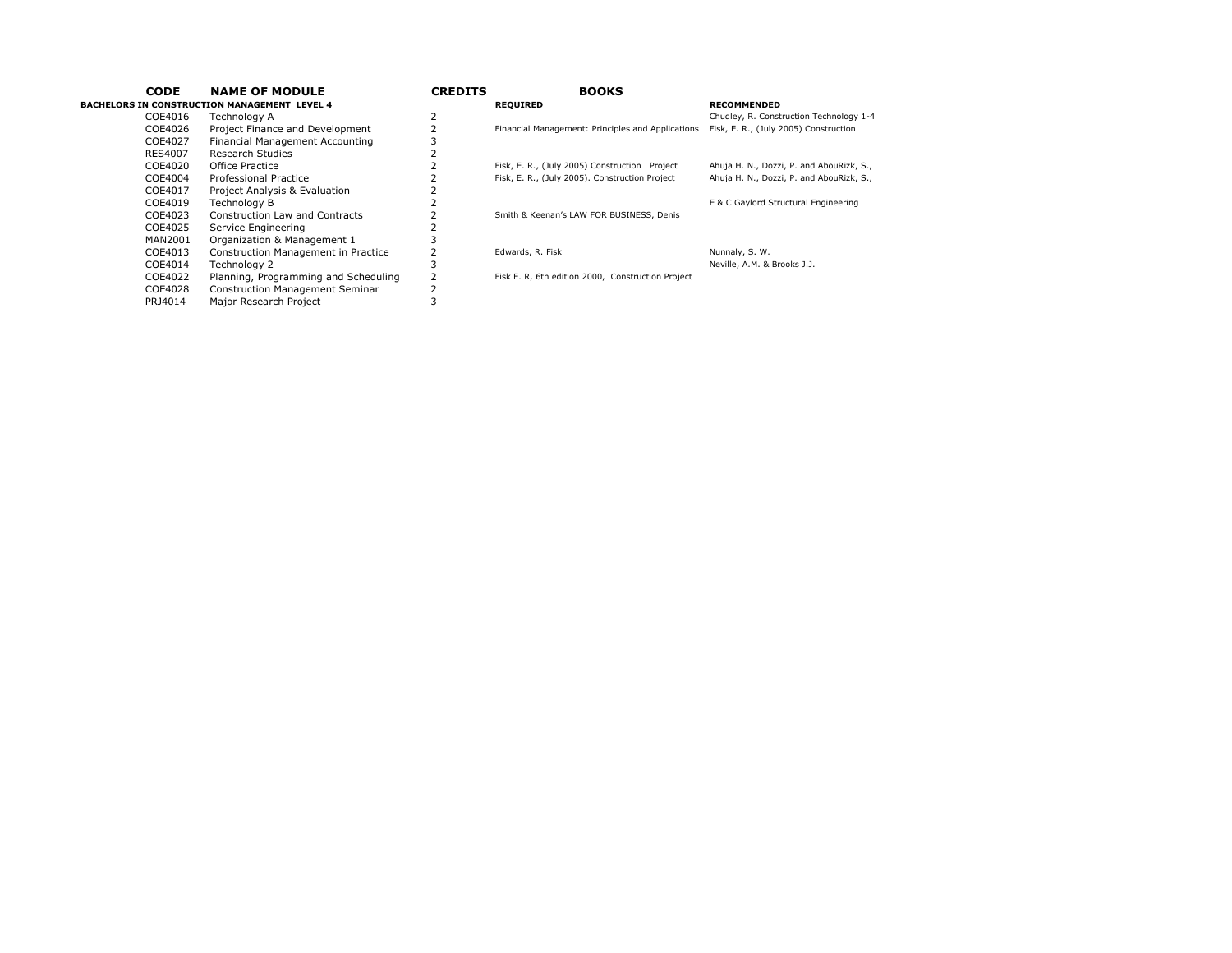| CODE | NAME OF MODULE | CREDITS | BOOKS | |
|---|---|---|---|---|
| **BACHELORS IN CONSTRUCTION MANAGEMENT LEVEL 4** | | | **REQUIRED** | **RECOMMENDED** |
| COE4016 | Technology A | 2 | | Chudley, R. Construction Technology 1-4 |
| COE4026 | Project Finance and Development | 2 | Financial Management: Principles and Applications | Fisk, E. R., (July 2005) Construction |
| COE4027 | Financial Management Accounting | 3 | | |
| RES4007 | Research Studies | 2 | | |
| COE4020 | Office Practice | 2 | Fisk, E. R., (July 2005) Construction Project | Ahuja H. N., Dozzi, P. and AbouRizk, S., |
| COE4004 | Professional Practice | 2 | Fisk, E. R., (July 2005). Construction Project | Ahuja H. N., Dozzi, P. and AbouRizk, S., |
| COE4017 | Project Analysis & Evaluation | 2 | | |
| COE4019 | Technology B | 2 | | E & C Gaylord Structural Engineering |
| COE4023 | Construction Law and Contracts | 2 | Smith & Keenan's LAW FOR BUSINESS, Denis | |
| COE4025 | Service Engineering | 2 | | |
| MAN2001 | Organization & Management 1 | 3 | | |
| COE4013 | Construction Management in Practice | 2 | Edwards, R. Fisk | Nunnaly, S. W. |
| COE4014 | Technology 2 | 3 | | Neville, A.M. & Brooks J.J. |
| COE4022 | Planning, Programming and Scheduling | 2 | Fisk E. R, 6th edition 2000, Construction Project | |
| COE4028 | Construction Management Seminar | 2 | | |
| PRJ4014 | Major Research Project | 3 | | |